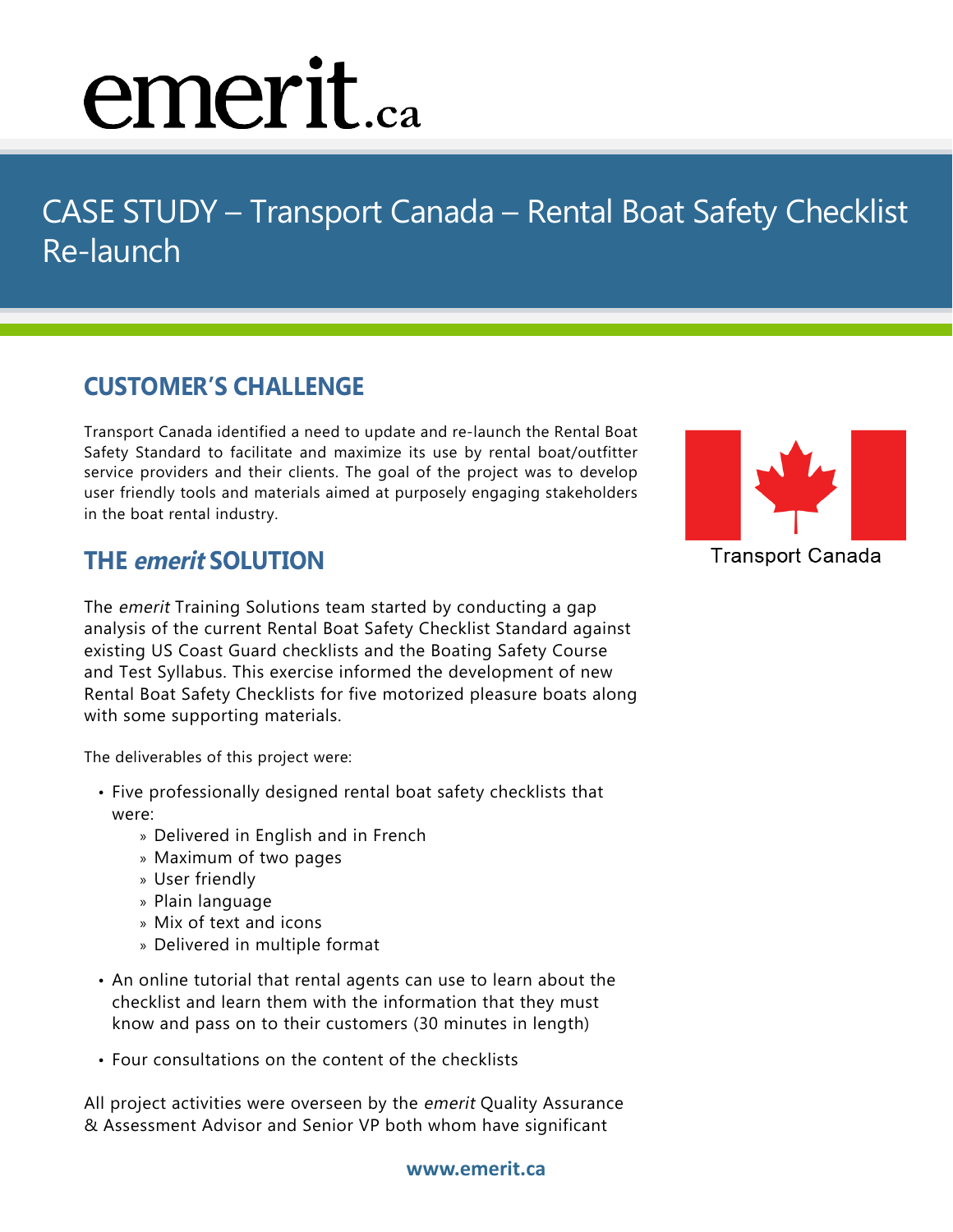emerit.ca

# CASE STUDY – Transport Canada – Rental Boat Safety Checklist Re-launch

## CUSTOMER'S CHALLENGE

Transport Canada identified a need to update and re-launch the Rental Boat Safety Standard to facilitate and maximize its use by rental boat/outfitter service providers and their clients. The goal of the project was to develop user friendly tools and materials aimed at purposely engaging stakeholders in the boat rental industry.

Transport Canada

## THE *emerit* SOLUTION

The *emerit* Training Solutions team started by conducting a gap analysis of the current Rental Boat Safety Checklist Standard against existing US Coast Guard checklists and the Boating Safety Course and Test Syllabus. This exercise informed the development of new Rental Boat Safety Checklists for five motorized pleasure boats along with some supporting materials.

The deliverables of this project were:

- Five professionally designed rental boat safety checklists that were:
  - Delivered in English and in French
  - Maximum of two pages
  - User friendly
  - Plain language
  - Mix of text and icons
  - Delivered in multiple format
- An online tutorial that rental agents can use to learn about the checklist and learn them with the information that they must know and pass on to their customers (30 minutes in length)
- Four consultations on the content of the checklists

All project activities were overseen by the *emerit* Quality Assurance & Assessment Advisor and Senior VP both whom have significant

www.emerit.ca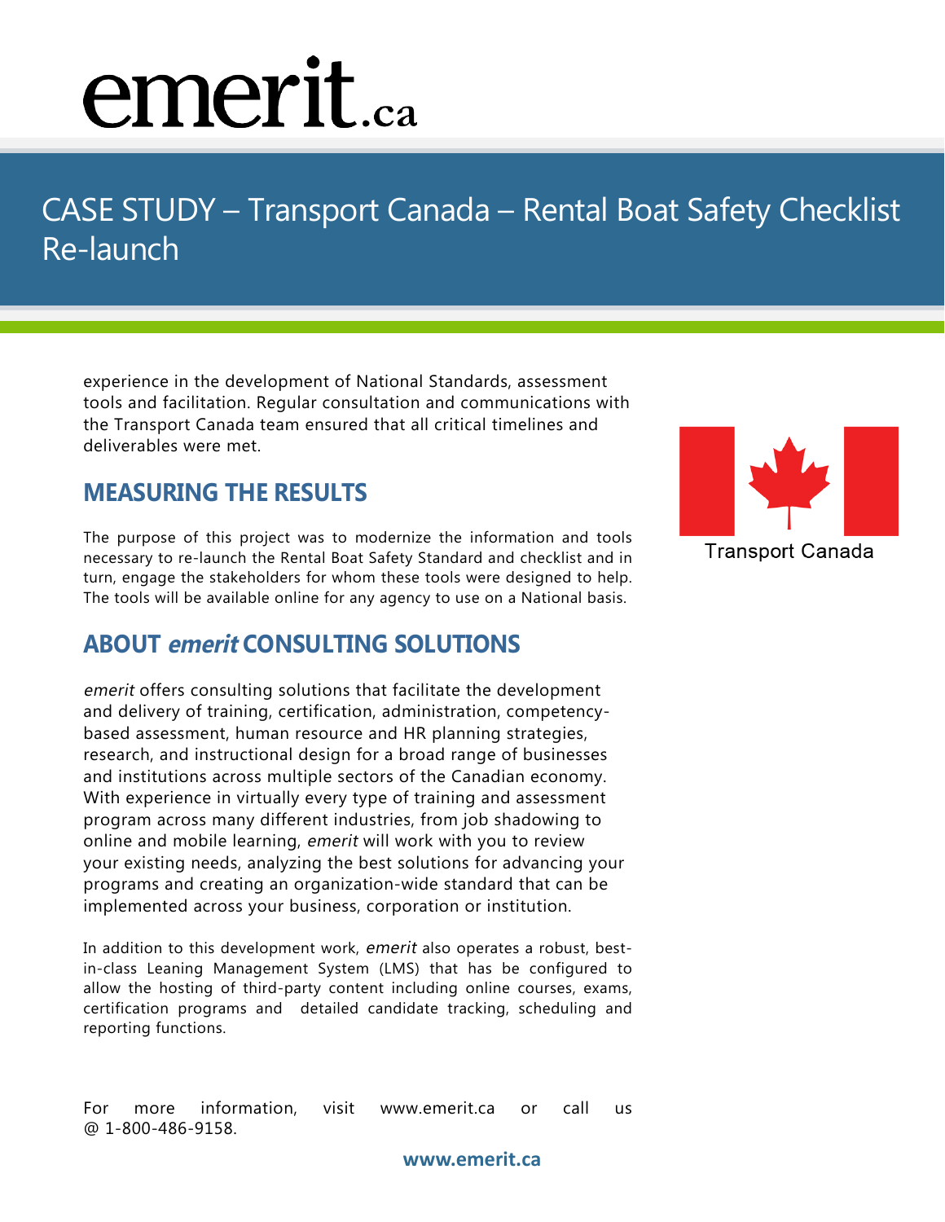# CASE STUDY – Transport Canada – Rental Boat Safety Checklist Re-launch

experience in the development of National Standards, assessment tools and facilitation. Regular consultation and communications with the Transport Canada team ensured that all critical timelines and deliverables were met.

## MEASURING THE RESULTS

The purpose of this project was to modernize the information and tools necessary to re-launch the Rental Boat Safety Standard and checklist and in turn, engage the stakeholders for whom these tools were designed to help. The tools will be available online for any agency to use on a National basis.

Transport Canada

## ABOUT *emerit* CONSULTING SOLUTIONS

*emerit* offers consulting solutions that facilitate the development and delivery of training, certification, administration, competency-based assessment, human resource and HR planning strategies, research, and instructional design for a broad range of businesses and institutions across multiple sectors of the Canadian economy. With experience in virtually every type of training and assessment program across many different industries, from job shadowing to online and mobile learning, *emerit* will work with you to review your existing needs, analyzing the best solutions for advancing your programs and creating an organization-wide standard that can be implemented across your business, corporation or institution.

In addition to this development work, *emerit* also operates a robust, best-in-class Leaning Management System (LMS) that has be configured to allow the hosting of third-party content including online courses, exams, certification programs and detailed candidate tracking, scheduling and reporting functions.

For more information, visit www.emerit.ca or call us @ 1-800-486-9158.